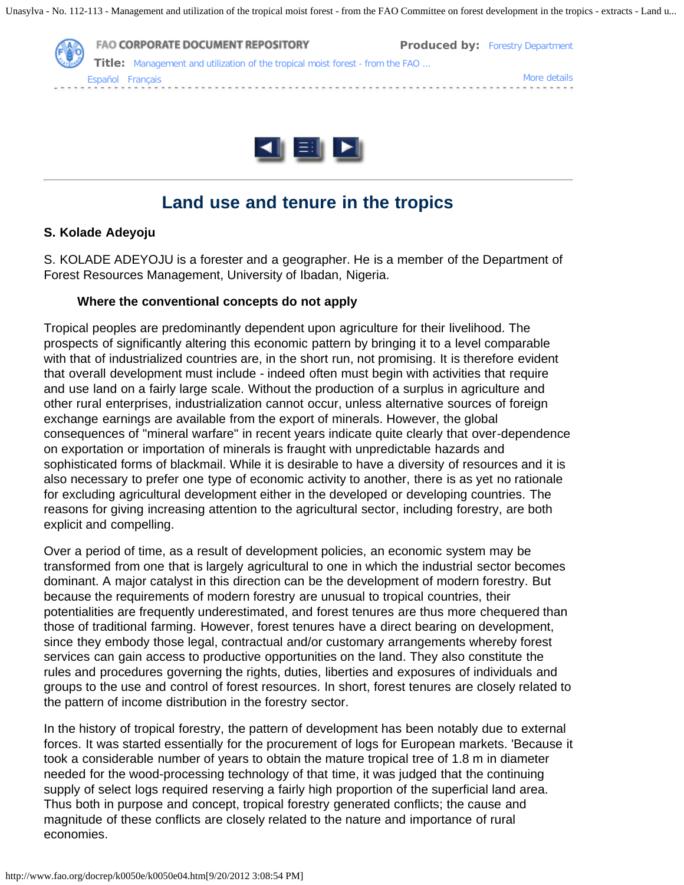# Land use and tenure in the tropics

**S. Kolade Adeyoju**

S. KOLADE ADEYOJU is a forester and a geographer. He is a member of the Department of Forest Resources Management, University of Ibadan, Nigeria.

### Where the conventional concepts do not apply

Tropical peoples are predominantly dependent upon agriculture for their livelihood. The prospects of significantly altering this economic pattern by bringing it to a level comparable with that of industrialized countries are, in the short run, not promising. It is therefore evident that overall development must include - indeed often must begin with activities that require and use land on a fairly large scale. Without the production of a surplus in agriculture and other rural enterprises, industrialization cannot occur, unless alternative sources of foreign exchange earnings are available from the export of minerals. However, the global consequences of "mineral warfare" in recent years indicate quite clearly that over-dependence on exportation or importation of minerals is fraught with unpredictable hazards and sophisticated forms of blackmail. While it is desirable to have a diversity of resources and it is also necessary to prefer one type of economic activity to another, there is as yet no rationale for excluding agricultural development either in the developed or developing countries. The reasons for giving increasing attention to the agricultural sector, including forestry, are both explicit and compelling.

Over a period of time, as a result of development policies, an economic system may be transformed from one that is largely agricultural to one in which the industrial sector becomes dominant. A major catalyst in this direction can be the development of modern forestry. But because the requirements of modern forestry are unusual to tropical countries, their potentialities are frequently underestimated, and forest tenures are thus more chequered than those of traditional farming. However, forest tenures have a direct bearing on development, since they embody those legal, contractual and/or customary arrangements whereby forest services can gain access to productive opportunities on the land. They also constitute the rules and procedures governing the rights, duties, liberties and exposures of individuals and groups to the use and control of forest resources. In short, forest tenures are closely related to the pattern of income distribution in the forestry sector.

In the history of tropical forestry, the pattern of development has been notably due to external forces. It was started essentially for the procurement of logs for European markets. 'Because it took a considerable number of years to obtain the mature tropical tree of 1.8 m in diameter needed for the wood-processing technology of that time, it was judged that the continuing supply of select logs required reserving a fairly high proportion of the superficial land area. Thus both in purpose and concept, tropical forestry generated conflicts; the cause and magnitude of these conflicts are closely related to the nature and importance of rural economies.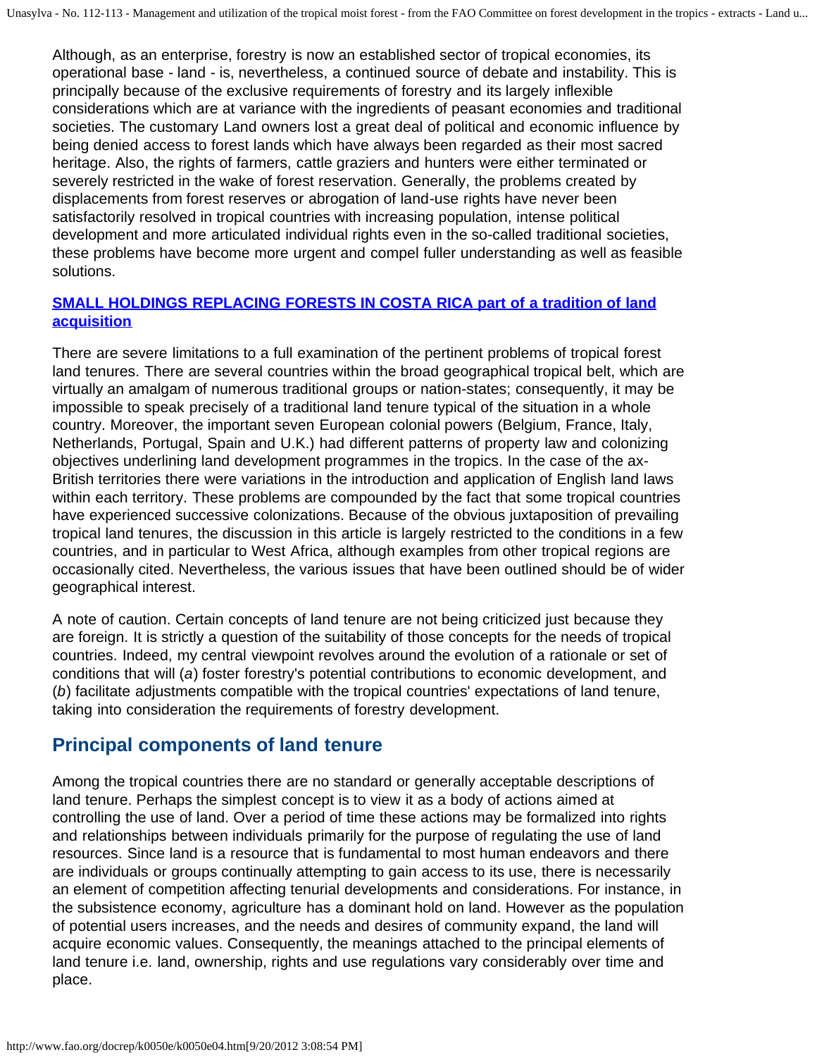Although, as an enterprise, forestry is now an established sector of tropical economies, its operational base - land - is, nevertheless, a continued source of debate and instability. This is principally because of the exclusive requirements of forestry and its largely inflexible considerations which are at variance with the ingredients of peasant economies and traditional societies. The customary Land owners lost a great deal of political and economic influence by being denied access to forest lands which have always been regarded as their most sacred heritage. Also, the rights of farmers, cattle graziers and hunters were either terminated or severely restricted in the wake of forest reservation. Generally, the problems created by displacements from forest reserves or abrogation of land-use rights have never been satisfactorily resolved in tropical countries with increasing population, intense political development and more articulated individual rights even in the so-called traditional societies, these problems have become more urgent and compel fuller understanding as well as feasible solutions.

**SMALL HOLDINGS REPLACING FORESTS IN COSTA RICA part of a tradition of land acquisition**

There are severe limitations to a full examination of the pertinent problems of tropical forest land tenures. There are several countries within the broad geographical tropical belt, which are virtually an amalgam of numerous traditional groups or nation-states; consequently, it may be impossible to speak precisely of a traditional land tenure typical of the situation in a whole country. Moreover, the important seven European colonial powers (Belgium, France, Italy, Netherlands, Portugal, Spain and U.K.) had different patterns of property law and colonizing objectives underlining land development programmes in the tropics. In the case of the ax-British territories there were variations in the introduction and application of English land laws within each territory. These problems are compounded by the fact that some tropical countries have experienced successive colonizations. Because of the obvious juxtaposition of prevailing tropical land tenures, the discussion in this article is largely restricted to the conditions in a few countries, and in particular to West Africa, although examples from other tropical regions are occasionally cited. Nevertheless, the various issues that have been outlined should be of wider geographical interest.

A note of caution. Certain concepts of land tenure are not being criticized just because they are foreign. It is strictly a question of the suitability of those concepts for the needs of tropical countries. Indeed, my central viewpoint revolves around the evolution of a rationale or set of conditions that will (*a*) foster forestry's potential contributions to economic development, and (*b*) facilitate adjustments compatible with the tropical countries' expectations of land tenure, taking into consideration the requirements of forestry development.

## Principal components of land tenure

Among the tropical countries there are no standard or generally acceptable descriptions of land tenure. Perhaps the simplest concept is to view it as a body of actions aimed at controlling the use of land. Over a period of time these actions may be formalized into rights and relationships between individuals primarily for the purpose of regulating the use of land resources. Since land is a resource that is fundamental to most human endeavors and there are individuals or groups continually attempting to gain access to its use, there is necessarily an element of competition affecting tenurial developments and considerations. For instance, in the subsistence economy, agriculture has a dominant hold on land. However as the population of potential users increases, and the needs and desires of community expand, the land will acquire economic values. Consequently, the meanings attached to the principal elements of land tenure i.e. land, ownership, rights and use regulations vary considerably over time and place.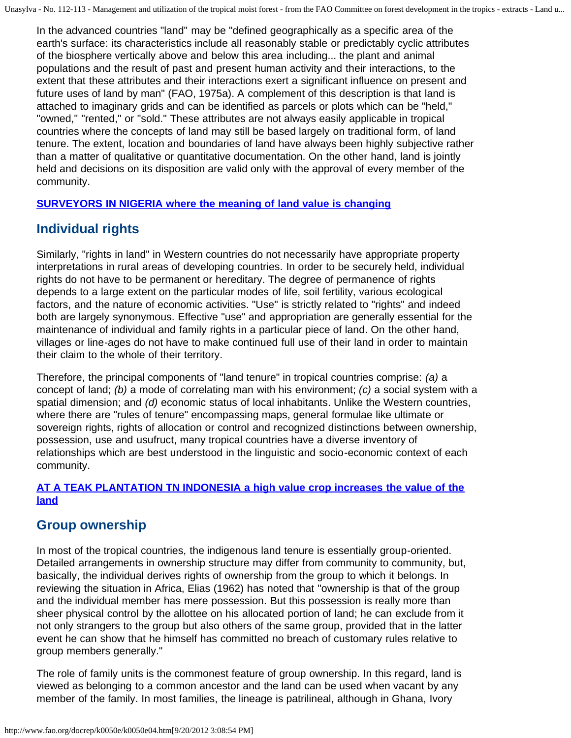In the advanced countries "land" may be "defined geographically as a specific area of the earth's surface: its characteristics include all reasonably stable or predictably cyclic attributes of the biosphere vertically above and below this area including... the plant and animal populations and the result of past and present human activity and their interactions, to the extent that these attributes and their interactions exert a significant influence on present and future uses of land by man" (FAO, 1975a). A complement of this description is that land is attached to imaginary grids and can be identified as parcels or plots which can be "held," "owned," "rented," or "sold." These attributes are not always easily applicable in tropical countries where the concepts of land may still be based largely on traditional form, of land tenure. The extent, location and boundaries of land have always been highly subjective rather than a matter of qualitative or quantitative documentation. On the other hand, land is jointly held and decisions on its disposition are valid only with the approval of every member of the community.

**SURVEYORS IN NIGERIA where the meaning of land value is changing**

## Individual rights

Similarly, "rights in land" in Western countries do not necessarily have appropriate property interpretations in rural areas of developing countries. In order to be securely held, individual rights do not have to be permanent or hereditary. The degree of permanence of rights depends to a large extent on the particular modes of life, soil fertility, various ecological factors, and the nature of economic activities. "Use" is strictly related to "rights" and indeed both are largely synonymous. Effective "use" and appropriation are generally essential for the maintenance of individual and family rights in a particular piece of land. On the other hand, villages or line-ages do not have to make continued full use of their land in order to maintain their claim to the whole of their territory.

Therefore, the principal components of "land tenure" in tropical countries comprise: *(a)* a concept of land; *(b)* a mode of correlating man with his environment; *(c)* a social system with a spatial dimension; and *(d)* economic status of local inhabitants. Unlike the Western countries, where there are "rules of tenure" encompassing maps, general formulae like ultimate or sovereign rights, rights of allocation or control and recognized distinctions between ownership, possession, use and usufruct, many tropical countries have a diverse inventory of relationships which are best understood in the linguistic and socio-economic context of each community.

**AT A TEAK PLANTATION TN INDONESIA a high value crop increases the value of the land**

## Group ownership

In most of the tropical countries, the indigenous land tenure is essentially group-oriented. Detailed arrangements in ownership structure may differ from community to community, but, basically, the individual derives rights of ownership from the group to which it belongs. In reviewing the situation in Africa, Elias (1962) has noted that "ownership is that of the group and the individual member has mere possession. But this possession is really more than sheer physical control by the allottee on his allocated portion of land; he can exclude from it not only strangers to the group but also others of the same group, provided that in the latter event he can show that he himself has committed no breach of customary rules relative to group members generally."

The role of family units is the commonest feature of group ownership. In this regard, land is viewed as belonging to a common ancestor and the land can be used when vacant by any member of the family. In most families, the lineage is patrilineal, although in Ghana, Ivory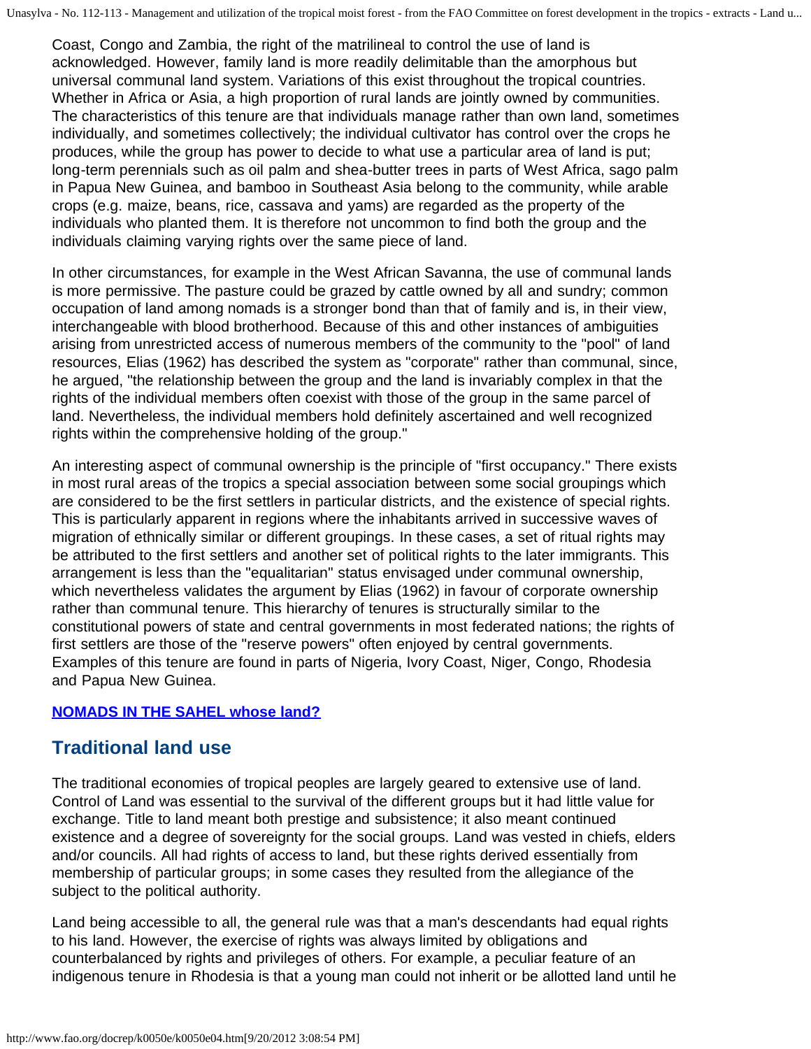Coast, Congo and Zambia, the right of the matrilineal to control the use of land is acknowledged. However, family land is more readily delimitable than the amorphous but universal communal land system. Variations of this exist throughout the tropical countries. Whether in Africa or Asia, a high proportion of rural lands are jointly owned by communities. The characteristics of this tenure are that individuals manage rather than own land, sometimes individually, and sometimes collectively; the individual cultivator has control over the crops he produces, while the group has power to decide to what use a particular area of land is put; long-term perennials such as oil palm and shea-butter trees in parts of West Africa, sago palm in Papua New Guinea, and bamboo in Southeast Asia belong to the community, while arable crops (e.g. maize, beans, rice, cassava and yams) are regarded as the property of the individuals who planted them. It is therefore not uncommon to find both the group and the individuals claiming varying rights over the same piece of land.

In other circumstances, for example in the West African Savanna, the use of communal lands is more permissive. The pasture could be grazed by cattle owned by all and sundry; common occupation of land among nomads is a stronger bond than that of family and is, in their view, interchangeable with blood brotherhood. Because of this and other instances of ambiguities arising from unrestricted access of numerous members of the community to the "pool" of land resources, Elias (1962) has described the system as "corporate" rather than communal, since, he argued, "the relationship between the group and the land is invariably complex in that the rights of the individual members often coexist with those of the group in the same parcel of land. Nevertheless, the individual members hold definitely ascertained and well recognized rights within the comprehensive holding of the group."

An interesting aspect of communal ownership is the principle of "first occupancy." There exists in most rural areas of the tropics a special association between some social groupings which are considered to be the first settlers in particular districts, and the existence of special rights. This is particularly apparent in regions where the inhabitants arrived in successive waves of migration of ethnically similar or different groupings. In these cases, a set of ritual rights may be attributed to the first settlers and another set of political rights to the later immigrants. This arrangement is less than the "equalitarian" status envisaged under communal ownership, which nevertheless validates the argument by Elias (1962) in favour of corporate ownership rather than communal tenure. This hierarchy of tenures is structurally similar to the constitutional powers of state and central governments in most federated nations; the rights of first settlers are those of the "reserve powers" often enjoyed by central governments. Examples of this tenure are found in parts of Nigeria, Ivory Coast, Niger, Congo, Rhodesia and Papua New Guinea.

**NOMADS IN THE SAHEL whose land?**

## Traditional land use

The traditional economies of tropical peoples are largely geared to extensive use of land. Control of Land was essential to the survival of the different groups but it had little value for exchange. Title to land meant both prestige and subsistence; it also meant continued existence and a degree of sovereignty for the social groups. Land was vested in chiefs, elders and/or councils. All had rights of access to land, but these rights derived essentially from membership of particular groups; in some cases they resulted from the allegiance of the subject to the political authority.

Land being accessible to all, the general rule was that a man's descendants had equal rights to his land. However, the exercise of rights was always limited by obligations and counterbalanced by rights and privileges of others. For example, a peculiar feature of an indigenous tenure in Rhodesia is that a young man could not inherit or be allotted land until he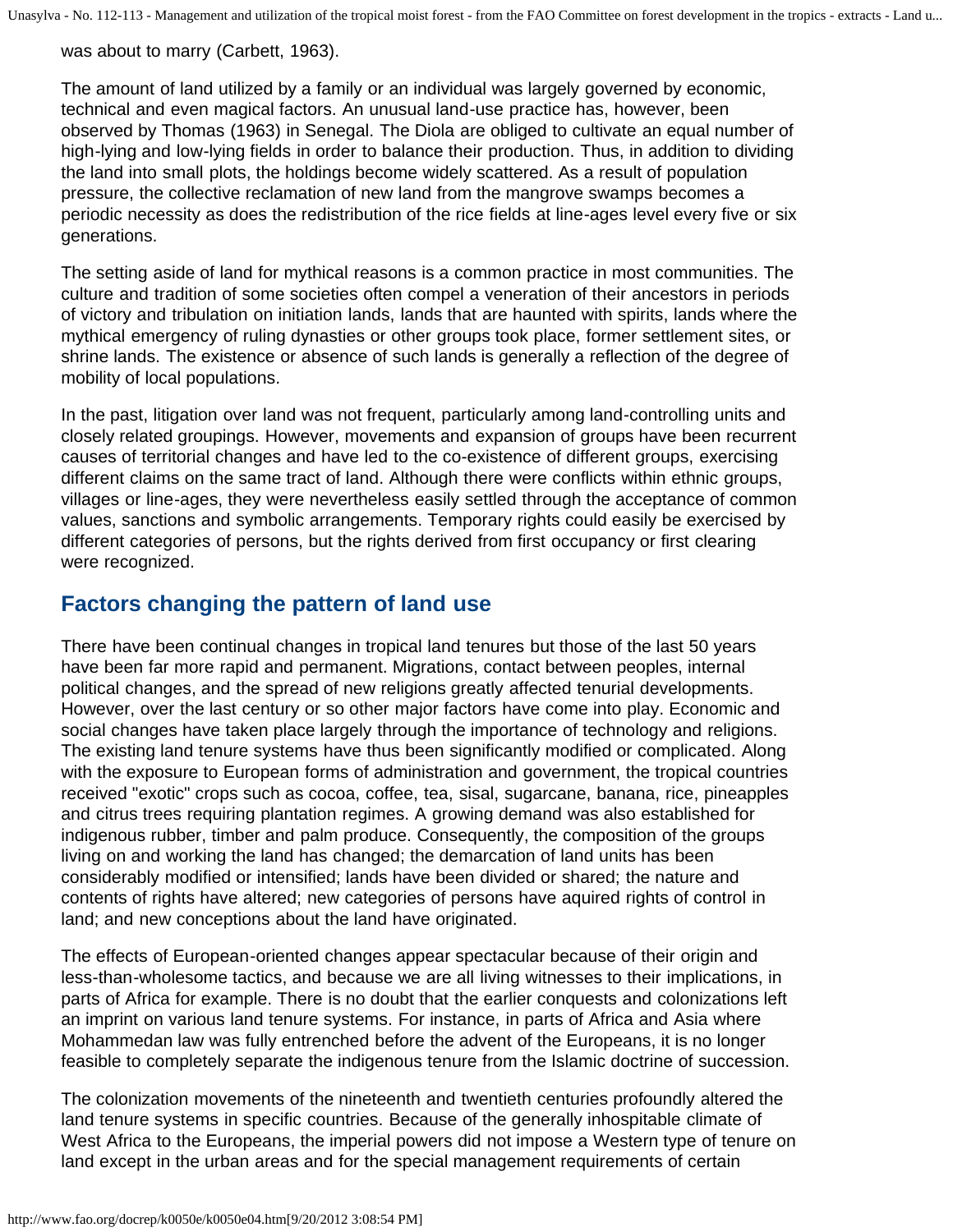was about to marry (Carbett, 1963).

The amount of land utilized by a family or an individual was largely governed by economic, technical and even magical factors. An unusual land-use practice has, however, been observed by Thomas (1963) in Senegal. The Diola are obliged to cultivate an equal number of high-lying and low-lying fields in order to balance their production. Thus, in addition to dividing the land into small plots, the holdings become widely scattered. As a result of population pressure, the collective reclamation of new land from the mangrove swamps becomes a periodic necessity as does the redistribution of the rice fields at line-ages level every five or six generations.

The setting aside of land for mythical reasons is a common practice in most communities. The culture and tradition of some societies often compel a veneration of their ancestors in periods of victory and tribulation on initiation lands, lands that are haunted with spirits, lands where the mythical emergency of ruling dynasties or other groups took place, former settlement sites, or shrine lands. The existence or absence of such lands is generally a reflection of the degree of mobility of local populations.

In the past, litigation over land was not frequent, particularly among land-controlling units and closely related groupings. However, movements and expansion of groups have been recurrent causes of territorial changes and have led to the co-existence of different groups, exercising different claims on the same tract of land. Although there were conflicts within ethnic groups, villages or line-ages, they were nevertheless easily settled through the acceptance of common values, sanctions and symbolic arrangements. Temporary rights could easily be exercised by different categories of persons, but the rights derived from first occupancy or first clearing were recognized.

## Factors changing the pattern of land use

There have been continual changes in tropical land tenures but those of the last 50 years have been far more rapid and permanent. Migrations, contact between peoples, internal political changes, and the spread of new religions greatly affected tenurial developments. However, over the last century or so other major factors have come into play. Economic and social changes have taken place largely through the importance of technology and religions. The existing land tenure systems have thus been significantly modified or complicated. Along with the exposure to European forms of administration and government, the tropical countries received "exotic" crops such as cocoa, coffee, tea, sisal, sugarcane, banana, rice, pineapples and citrus trees requiring plantation regimes. A growing demand was also established for indigenous rubber, timber and palm produce. Consequently, the composition of the groups living on and working the land has changed; the demarcation of land units has been considerably modified or intensified; lands have been divided or shared; the nature and contents of rights have altered; new categories of persons have aquired rights of control in land; and new conceptions about the land have originated.

The effects of European-oriented changes appear spectacular because of their origin and less-than-wholesome tactics, and because we are all living witnesses to their implications, in parts of Africa for example. There is no doubt that the earlier conquests and colonizations left an imprint on various land tenure systems. For instance, in parts of Africa and Asia where Mohammedan law was fully entrenched before the advent of the Europeans, it is no longer feasible to completely separate the indigenous tenure from the Islamic doctrine of succession.

The colonization movements of the nineteenth and twentieth centuries profoundly altered the land tenure systems in specific countries. Because of the generally inhospitable climate of West Africa to the Europeans, the imperial powers did not impose a Western type of tenure on land except in the urban areas and for the special management requirements of certain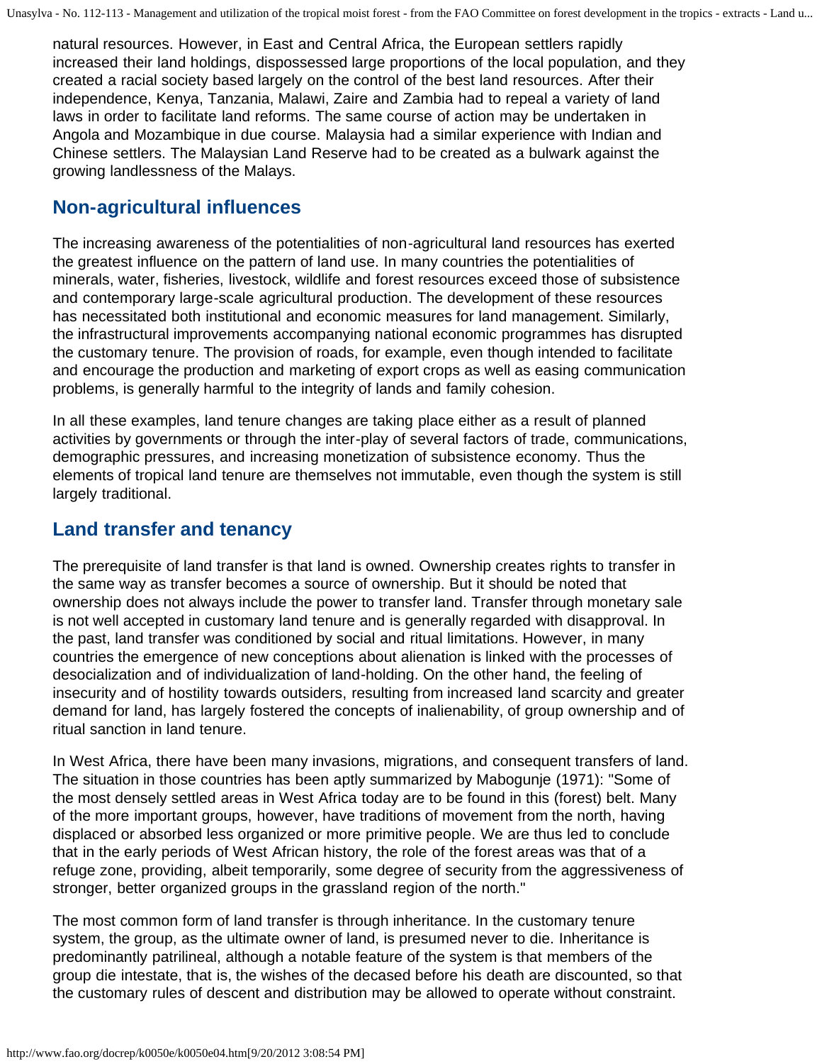natural resources. However, in East and Central Africa, the European settlers rapidly increased their land holdings, dispossessed large proportions of the local population, and they created a racial society based largely on the control of the best land resources. After their independence, Kenya, Tanzania, Malawi, Zaire and Zambia had to repeal a variety of land laws in order to facilitate land reforms. The same course of action may be undertaken in Angola and Mozambique in due course. Malaysia had a similar experience with Indian and Chinese settlers. The Malaysian Land Reserve had to be created as a bulwark against the growing landlessness of the Malays.

## Non-agricultural influences

The increasing awareness of the potentialities of non-agricultural land resources has exerted the greatest influence on the pattern of land use. In many countries the potentialities of minerals, water, fisheries, livestock, wildlife and forest resources exceed those of subsistence and contemporary large-scale agricultural production. The development of these resources has necessitated both institutional and economic measures for land management. Similarly, the infrastructural improvements accompanying national economic programmes has disrupted the customary tenure. The provision of roads, for example, even though intended to facilitate and encourage the production and marketing of export crops as well as easing communication problems, is generally harmful to the integrity of lands and family cohesion.

In all these examples, land tenure changes are taking place either as a result of planned activities by governments or through the inter-play of several factors of trade, communications, demographic pressures, and increasing monetization of subsistence economy. Thus the elements of tropical land tenure are themselves not immutable, even though the system is still largely traditional.

## Land transfer and tenancy

The prerequisite of land transfer is that land is owned. Ownership creates rights to transfer in the same way as transfer becomes a source of ownership. But it should be noted that ownership does not always include the power to transfer land. Transfer through monetary sale is not well accepted in customary land tenure and is generally regarded with disapproval. In the past, land transfer was conditioned by social and ritual limitations. However, in many countries the emergence of new conceptions about alienation is linked with the processes of desocialization and of individualization of land-holding. On the other hand, the feeling of insecurity and of hostility towards outsiders, resulting from increased land scarcity and greater demand for land, has largely fostered the concepts of inalienability, of group ownership and of ritual sanction in land tenure.

In West Africa, there have been many invasions, migrations, and consequent transfers of land. The situation in those countries has been aptly summarized by Mabogunje (1971): "Some of the most densely settled areas in West Africa today are to be found in this (forest) belt. Many of the more important groups, however, have traditions of movement from the north, having displaced or absorbed less organized or more primitive people. We are thus led to conclude that in the early periods of West African history, the role of the forest areas was that of a refuge zone, providing, albeit temporarily, some degree of security from the aggressiveness of stronger, better organized groups in the grassland region of the north."

The most common form of land transfer is through inheritance. In the customary tenure system, the group, as the ultimate owner of land, is presumed never to die. Inheritance is predominantly patrilineal, although a notable feature of the system is that members of the group die intestate, that is, the wishes of the decased before his death are discounted, so that the customary rules of descent and distribution may be allowed to operate without constraint.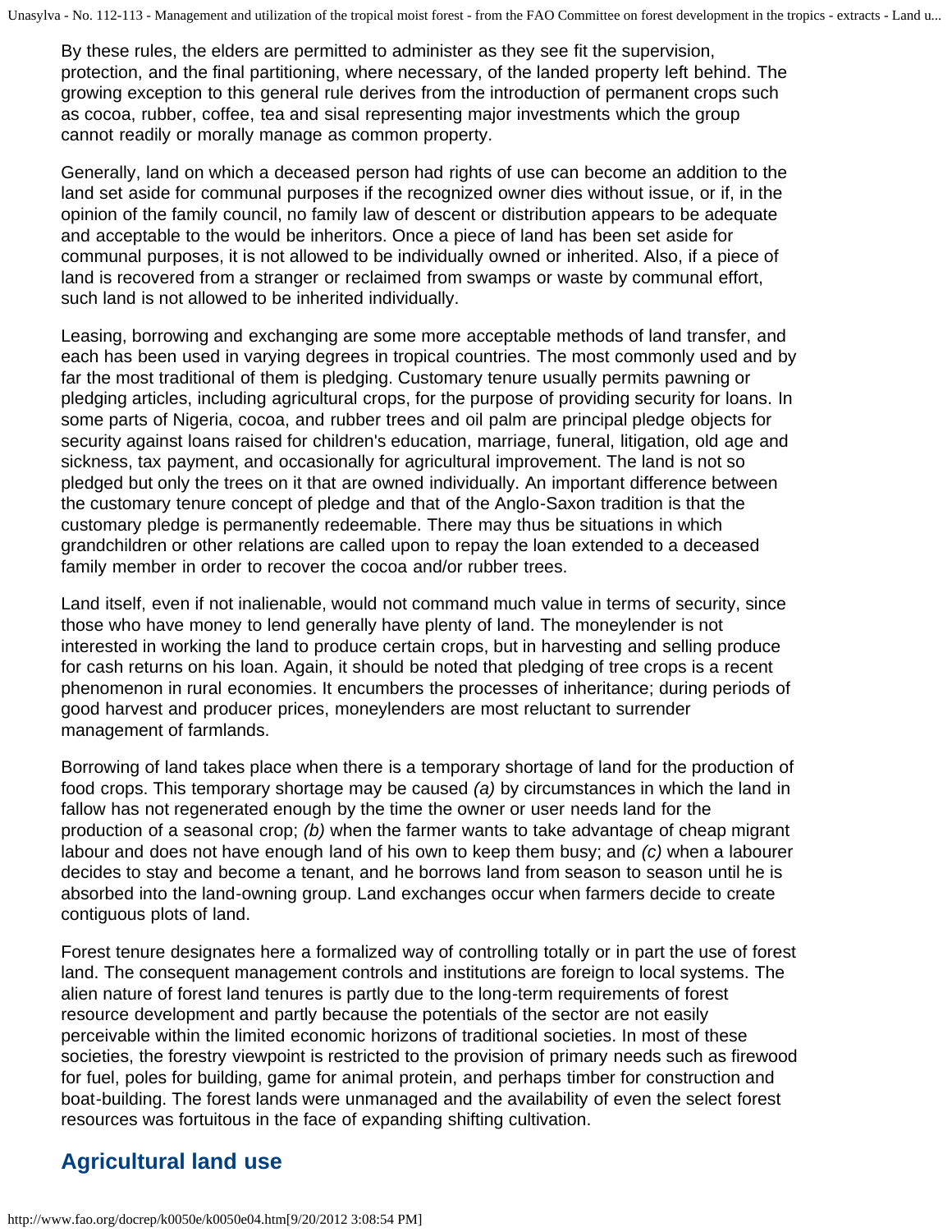By these rules, the elders are permitted to administer as they see fit the supervision, protection, and the final partitioning, where necessary, of the landed property left behind. The growing exception to this general rule derives from the introduction of permanent crops such as cocoa, rubber, coffee, tea and sisal representing major investments which the group cannot readily or morally manage as common property.

Generally, land on which a deceased person had rights of use can become an addition to the land set aside for communal purposes if the recognized owner dies without issue, or if, in the opinion of the family council, no family law of descent or distribution appears to be adequate and acceptable to the would be inheritors. Once a piece of land has been set aside for communal purposes, it is not allowed to be individually owned or inherited. Also, if a piece of land is recovered from a stranger or reclaimed from swamps or waste by communal effort, such land is not allowed to be inherited individually.

Leasing, borrowing and exchanging are some more acceptable methods of land transfer, and each has been used in varying degrees in tropical countries. The most commonly used and by far the most traditional of them is pledging. Customary tenure usually permits pawning or pledging articles, including agricultural crops, for the purpose of providing security for loans. In some parts of Nigeria, cocoa, and rubber trees and oil palm are principal pledge objects for security against loans raised for children's education, marriage, funeral, litigation, old age and sickness, tax payment, and occasionally for agricultural improvement. The land is not so pledged but only the trees on it that are owned individually. An important difference between the customary tenure concept of pledge and that of the Anglo-Saxon tradition is that the customary pledge is permanently redeemable. There may thus be situations in which grandchildren or other relations are called upon to repay the loan extended to a deceased family member in order to recover the cocoa and/or rubber trees.

Land itself, even if not inalienable, would not command much value in terms of security, since those who have money to lend generally have plenty of land. The moneylender is not interested in working the land to produce certain crops, but in harvesting and selling produce for cash returns on his loan. Again, it should be noted that pledging of tree crops is a recent phenomenon in rural economies. It encumbers the processes of inheritance; during periods of good harvest and producer prices, moneylenders are most reluctant to surrender management of farmlands.

Borrowing of land takes place when there is a temporary shortage of land for the production of food crops. This temporary shortage may be caused *(a)* by circumstances in which the land in fallow has not regenerated enough by the time the owner or user needs land for the production of a seasonal crop; *(b)* when the farmer wants to take advantage of cheap migrant labour and does not have enough land of his own to keep them busy; and *(c)* when a labourer decides to stay and become a tenant, and he borrows land from season to season until he is absorbed into the land-owning group. Land exchanges occur when farmers decide to create contiguous plots of land.

Forest tenure designates here a formalized way of controlling totally or in part the use of forest land. The consequent management controls and institutions are foreign to local systems. The alien nature of forest land tenures is partly due to the long-term requirements of forest resource development and partly because the potentials of the sector are not easily perceivable within the limited economic horizons of traditional societies. In most of these societies, the forestry viewpoint is restricted to the provision of primary needs such as firewood for fuel, poles for building, game for animal protein, and perhaps timber for construction and boat-building. The forest lands were unmanaged and the availability of even the select forest resources was fortuitous in the face of expanding shifting cultivation.

## Agricultural land use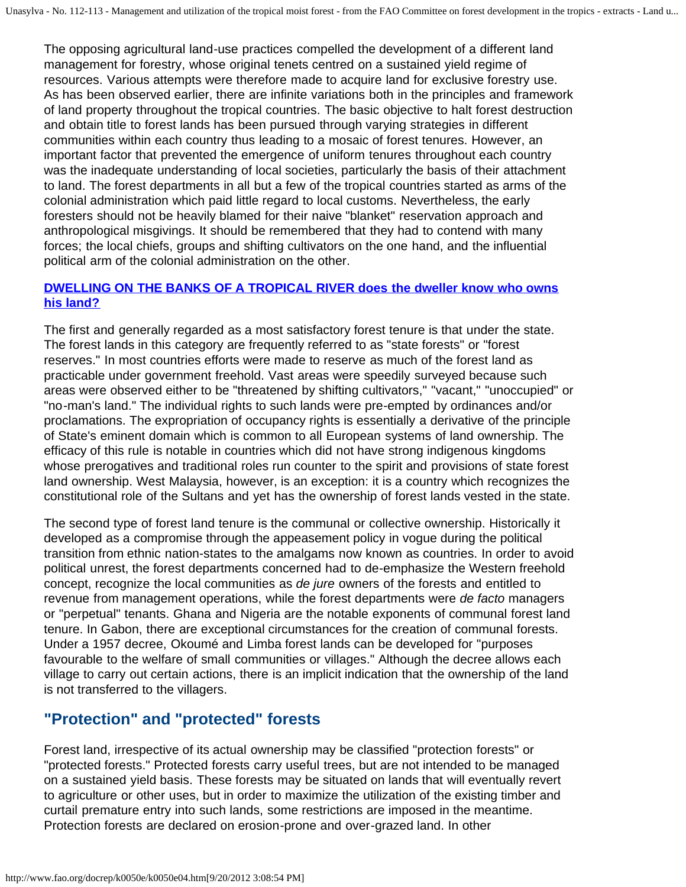The opposing agricultural land-use practices compelled the development of a different land management for forestry, whose original tenets centred on a sustained yield regime of resources. Various attempts were therefore made to acquire land for exclusive forestry use. As has been observed earlier, there are infinite variations both in the principles and framework of land property throughout the tropical countries. The basic objective to halt forest destruction and obtain title to forest lands has been pursued through varying strategies in different communities within each country thus leading to a mosaic of forest tenures. However, an important factor that prevented the emergence of uniform tenures throughout each country was the inadequate understanding of local societies, particularly the basis of their attachment to land. The forest departments in all but a few of the tropical countries started as arms of the colonial administration which paid little regard to local customs. Nevertheless, the early foresters should not be heavily blamed for their naive "blanket" reservation approach and anthropological misgivings. It should be remembered that they had to contend with many forces; the local chiefs, groups and shifting cultivators on the one hand, and the influential political arm of the colonial administration on the other.

**DWELLING ON THE BANKS OF A TROPICAL RIVER does the dweller know who owns his land?**

The first and generally regarded as a most satisfactory forest tenure is that under the state. The forest lands in this category are frequently referred to as "state forests" or "forest reserves." In most countries efforts were made to reserve as much of the forest land as practicable under government freehold. Vast areas were speedily surveyed because such areas were observed either to be "threatened by shifting cultivators," "vacant," "unoccupied" or "no-man's land." The individual rights to such lands were pre-empted by ordinances and/or proclamations. The expropriation of occupancy rights is essentially a derivative of the principle of State's eminent domain which is common to all European systems of land ownership. The efficacy of this rule is notable in countries which did not have strong indigenous kingdoms whose prerogatives and traditional roles run counter to the spirit and provisions of state forest land ownership. West Malaysia, however, is an exception: it is a country which recognizes the constitutional role of the Sultans and yet has the ownership of forest lands vested in the state.

The second type of forest land tenure is the communal or collective ownership. Historically it developed as a compromise through the appeasement policy in vogue during the political transition from ethnic nation-states to the amalgams now known as countries. In order to avoid political unrest, the forest departments concerned had to de-emphasize the Western freehold concept, recognize the local communities as *de jure* owners of the forests and entitled to revenue from management operations, while the forest departments were *de facto* managers or "perpetual" tenants. Ghana and Nigeria are the notable exponents of communal forest land tenure. In Gabon, there are exceptional circumstances for the creation of communal forests. Under a 1957 decree, Okoumé and Limba forest lands can be developed for "purposes favourable to the welfare of small communities or villages." Although the decree allows each village to carry out certain actions, there is an implicit indication that the ownership of the land is not transferred to the villagers.

## "Protection" and "protected" forests

Forest land, irrespective of its actual ownership may be classified "protection forests" or "protected forests." Protected forests carry useful trees, but are not intended to be managed on a sustained yield basis. These forests may be situated on lands that will eventually revert to agriculture or other uses, but in order to maximize the utilization of the existing timber and curtail premature entry into such lands, some restrictions are imposed in the meantime. Protection forests are declared on erosion-prone and over-grazed land. In other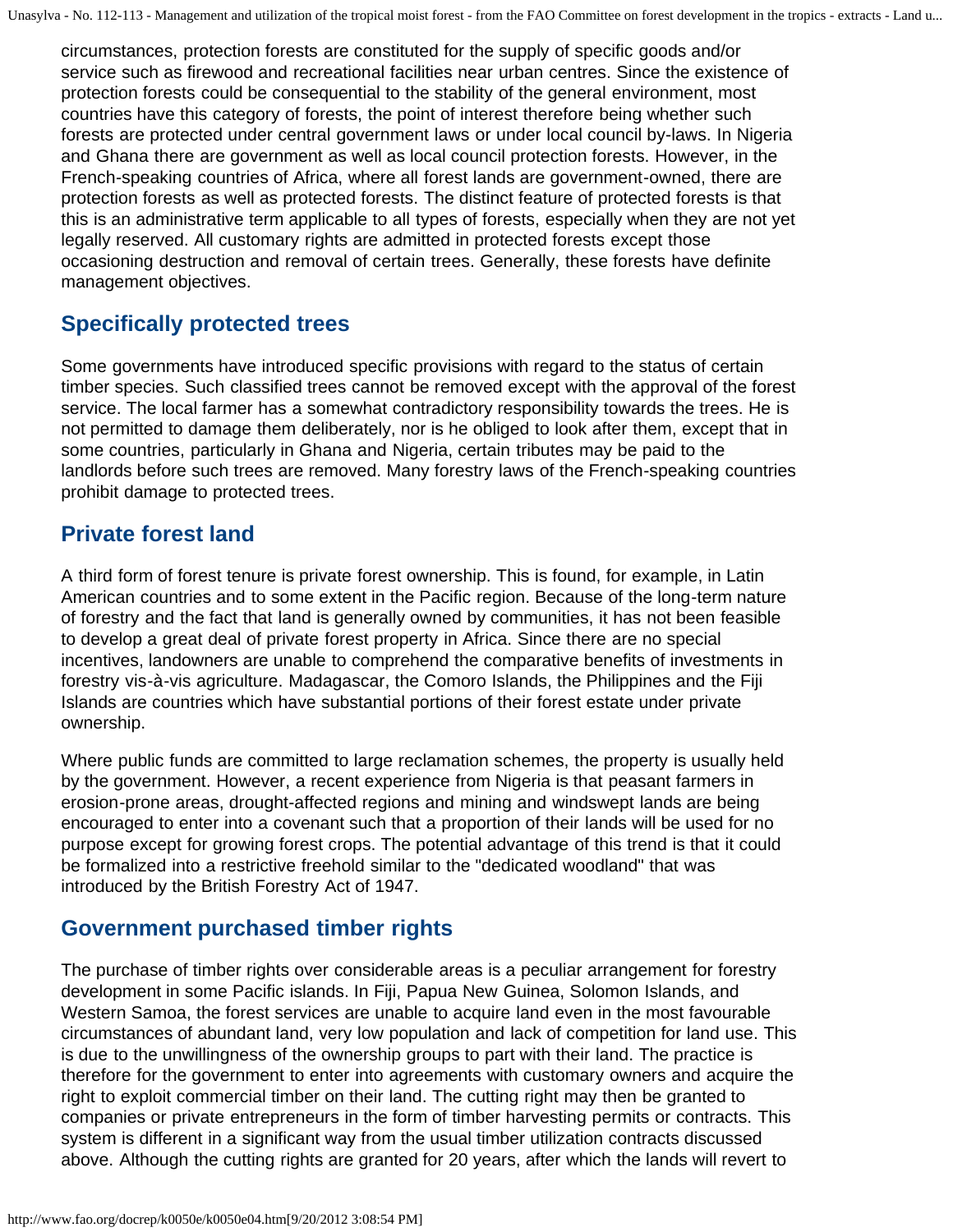circumstances, protection forests are constituted for the supply of specific goods and/or service such as firewood and recreational facilities near urban centres. Since the existence of protection forests could be consequential to the stability of the general environment, most countries have this category of forests, the point of interest therefore being whether such forests are protected under central government laws or under local council by-laws. In Nigeria and Ghana there are government as well as local council protection forests. However, in the French-speaking countries of Africa, where all forest lands are government-owned, there are protection forests as well as protected forests. The distinct feature of protected forests is that this is an administrative term applicable to all types of forests, especially when they are not yet legally reserved. All customary rights are admitted in protected forests except those occasioning destruction and removal of certain trees. Generally, these forests have definite management objectives.

## Specifically protected trees

Some governments have introduced specific provisions with regard to the status of certain timber species. Such classified trees cannot be removed except with the approval of the forest service. The local farmer has a somewhat contradictory responsibility towards the trees. He is not permitted to damage them deliberately, nor is he obliged to look after them, except that in some countries, particularly in Ghana and Nigeria, certain tributes may be paid to the landlords before such trees are removed. Many forestry laws of the French-speaking countries prohibit damage to protected trees.

## Private forest land

A third form of forest tenure is private forest ownership. This is found, for example, in Latin American countries and to some extent in the Pacific region. Because of the long-term nature of forestry and the fact that land is generally owned by communities, it has not been feasible to develop a great deal of private forest property in Africa. Since there are no special incentives, landowners are unable to comprehend the comparative benefits of investments in forestry vis-à-vis agriculture. Madagascar, the Comoro Islands, the Philippines and the Fiji Islands are countries which have substantial portions of their forest estate under private ownership.

Where public funds are committed to large reclamation schemes, the property is usually held by the government. However, a recent experience from Nigeria is that peasant farmers in erosion-prone areas, drought-affected regions and mining and windswept lands are being encouraged to enter into a covenant such that a proportion of their lands will be used for no purpose except for growing forest crops. The potential advantage of this trend is that it could be formalized into a restrictive freehold similar to the "dedicated woodland" that was introduced by the British Forestry Act of 1947.

## Government purchased timber rights

The purchase of timber rights over considerable areas is a peculiar arrangement for forestry development in some Pacific islands. In Fiji, Papua New Guinea, Solomon Islands, and Western Samoa, the forest services are unable to acquire land even in the most favourable circumstances of abundant land, very low population and lack of competition for land use. This is due to the unwillingness of the ownership groups to part with their land. The practice is therefore for the government to enter into agreements with customary owners and acquire the right to exploit commercial timber on their land. The cutting right may then be granted to companies or private entrepreneurs in the form of timber harvesting permits or contracts. This system is different in a significant way from the usual timber utilization contracts discussed above. Although the cutting rights are granted for 20 years, after which the lands will revert to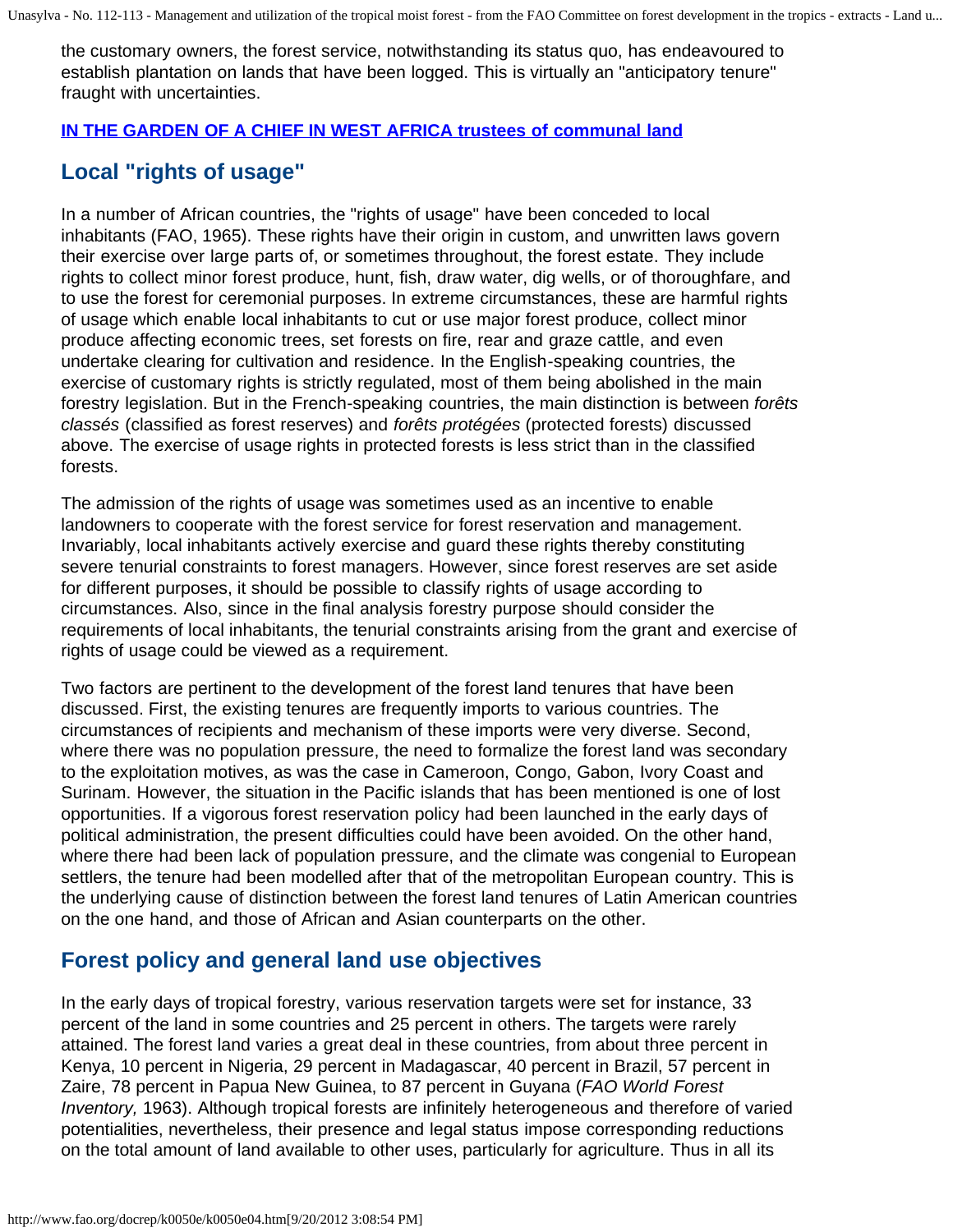the customary owners, the forest service, notwithstanding its status quo, has endeavoured to establish plantation on lands that have been logged. This is virtually an "anticipatory tenure" fraught with uncertainties.

**IN THE GARDEN OF A CHIEF IN WEST AFRICA trustees of communal land**

## Local "rights of usage"

In a number of African countries, the "rights of usage" have been conceded to local inhabitants (FAO, 1965). These rights have their origin in custom, and unwritten laws govern their exercise over large parts of, or sometimes throughout, the forest estate. They include rights to collect minor forest produce, hunt, fish, draw water, dig wells, or of thoroughfare, and to use the forest for ceremonial purposes. In extreme circumstances, these are harmful rights of usage which enable local inhabitants to cut or use major forest produce, collect minor produce affecting economic trees, set forests on fire, rear and graze cattle, and even undertake clearing for cultivation and residence. In the English-speaking countries, the exercise of customary rights is strictly regulated, most of them being abolished in the main forestry legislation. But in the French-speaking countries, the main distinction is between *forêts classés* (classified as forest reserves) and *forêts protégées* (protected forests) discussed above. The exercise of usage rights in protected forests is less strict than in the classified forests.

The admission of the rights of usage was sometimes used as an incentive to enable landowners to cooperate with the forest service for forest reservation and management. Invariably, local inhabitants actively exercise and guard these rights thereby constituting severe tenurial constraints to forest managers. However, since forest reserves are set aside for different purposes, it should be possible to classify rights of usage according to circumstances. Also, since in the final analysis forestry purpose should consider the requirements of local inhabitants, the tenurial constraints arising from the grant and exercise of rights of usage could be viewed as a requirement.

Two factors are pertinent to the development of the forest land tenures that have been discussed. First, the existing tenures are frequently imports to various countries. The circumstances of recipients and mechanism of these imports were very diverse. Second, where there was no population pressure, the need to formalize the forest land was secondary to the exploitation motives, as was the case in Cameroon, Congo, Gabon, Ivory Coast and Surinam. However, the situation in the Pacific islands that has been mentioned is one of lost opportunities. If a vigorous forest reservation policy had been launched in the early days of political administration, the present difficulties could have been avoided. On the other hand, where there had been lack of population pressure, and the climate was congenial to European settlers, the tenure had been modelled after that of the metropolitan European country. This is the underlying cause of distinction between the forest land tenures of Latin American countries on the one hand, and those of African and Asian counterparts on the other.

## Forest policy and general land use objectives

In the early days of tropical forestry, various reservation targets were set for instance, 33 percent of the land in some countries and 25 percent in others. The targets were rarely attained. The forest land varies a great deal in these countries, from about three percent in Kenya, 10 percent in Nigeria, 29 percent in Madagascar, 40 percent in Brazil, 57 percent in Zaire, 78 percent in Papua New Guinea, to 87 percent in Guyana (*FAO World Forest Inventory,* 1963). Although tropical forests are infinitely heterogeneous and therefore of varied potentialities, nevertheless, their presence and legal status impose corresponding reductions on the total amount of land available to other uses, particularly for agriculture. Thus in all its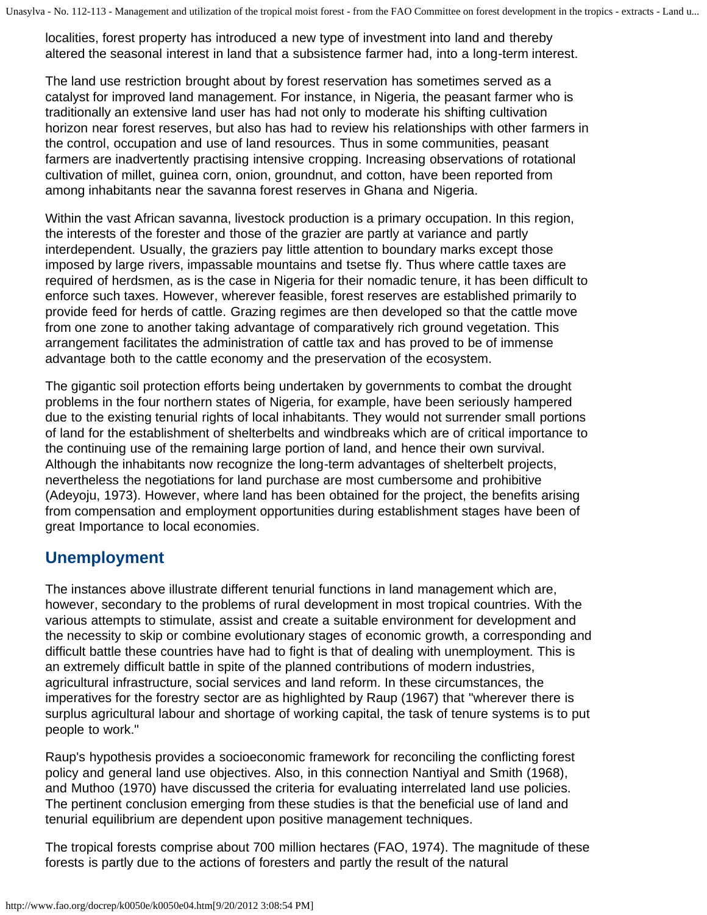localities, forest property has introduced a new type of investment into land and thereby altered the seasonal interest in land that a subsistence farmer had, into a long-term interest.

The land use restriction brought about by forest reservation has sometimes served as a catalyst for improved land management. For instance, in Nigeria, the peasant farmer who is traditionally an extensive land user has had not only to moderate his shifting cultivation horizon near forest reserves, but also has had to review his relationships with other farmers in the control, occupation and use of land resources. Thus in some communities, peasant farmers are inadvertently practising intensive cropping. Increasing observations of rotational cultivation of millet, guinea corn, onion, groundnut, and cotton, have been reported from among inhabitants near the savanna forest reserves in Ghana and Nigeria.

Within the vast African savanna, livestock production is a primary occupation. In this region, the interests of the forester and those of the grazier are partly at variance and partly interdependent. Usually, the graziers pay little attention to boundary marks except those imposed by large rivers, impassable mountains and tsetse fly. Thus where cattle taxes are required of herdsmen, as is the case in Nigeria for their nomadic tenure, it has been difficult to enforce such taxes. However, wherever feasible, forest reserves are established primarily to provide feed for herds of cattle. Grazing regimes are then developed so that the cattle move from one zone to another taking advantage of comparatively rich ground vegetation. This arrangement facilitates the administration of cattle tax and has proved to be of immense advantage both to the cattle economy and the preservation of the ecosystem.

The gigantic soil protection efforts being undertaken by governments to combat the drought problems in the four northern states of Nigeria, for example, have been seriously hampered due to the existing tenurial rights of local inhabitants. They would not surrender small portions of land for the establishment of shelterbelts and windbreaks which are of critical importance to the continuing use of the remaining large portion of land, and hence their own survival. Although the inhabitants now recognize the long-term advantages of shelterbelt projects, nevertheless the negotiations for land purchase are most cumbersome and prohibitive (Adeyoju, 1973). However, where land has been obtained for the project, the benefits arising from compensation and employment opportunities during establishment stages have been of great Importance to local economies.

## Unemployment

The instances above illustrate different tenurial functions in land management which are, however, secondary to the problems of rural development in most tropical countries. With the various attempts to stimulate, assist and create a suitable environment for development and the necessity to skip or combine evolutionary stages of economic growth, a corresponding and difficult battle these countries have had to fight is that of dealing with unemployment. This is an extremely difficult battle in spite of the planned contributions of modern industries, agricultural infrastructure, social services and land reform. In these circumstances, the imperatives for the forestry sector are as highlighted by Raup (1967) that "wherever there is surplus agricultural labour and shortage of working capital, the task of tenure systems is to put people to work."

Raup's hypothesis provides a socioeconomic framework for reconciling the conflicting forest policy and general land use objectives. Also, in this connection Nantiyal and Smith (1968), and Muthoo (1970) have discussed the criteria for evaluating interrelated land use policies. The pertinent conclusion emerging from these studies is that the beneficial use of land and tenurial equilibrium are dependent upon positive management techniques.

The tropical forests comprise about 700 million hectares (FAO, 1974). The magnitude of these forests is partly due to the actions of foresters and partly the result of the natural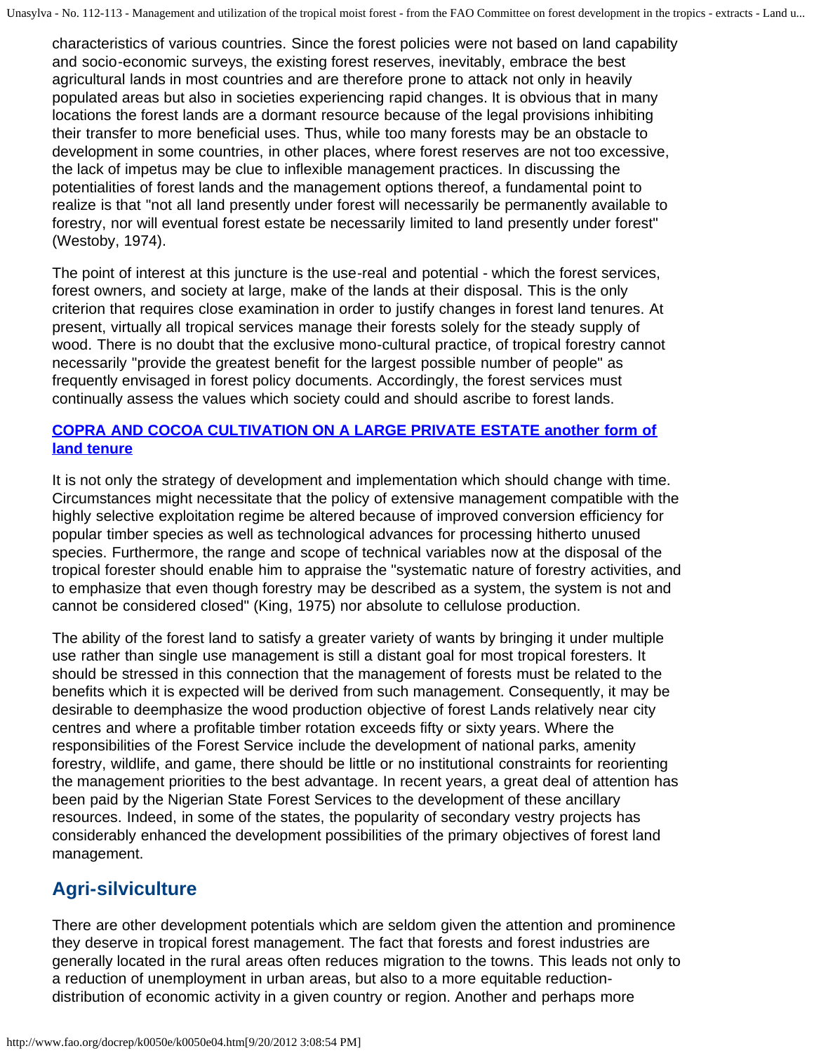characteristics of various countries. Since the forest policies were not based on land capability and socio-economic surveys, the existing forest reserves, inevitably, embrace the best agricultural lands in most countries and are therefore prone to attack not only in heavily populated areas but also in societies experiencing rapid changes. It is obvious that in many locations the forest lands are a dormant resource because of the legal provisions inhibiting their transfer to more beneficial uses. Thus, while too many forests may be an obstacle to development in some countries, in other places, where forest reserves are not too excessive, the lack of impetus may be clue to inflexible management practices. In discussing the potentialities of forest lands and the management options thereof, a fundamental point to realize is that "not all land presently under forest will necessarily be permanently available to forestry, nor will eventual forest estate be necessarily limited to land presently under forest" (Westoby, 1974).

The point of interest at this juncture is the use-real and potential - which the forest services, forest owners, and society at large, make of the lands at their disposal. This is the only criterion that requires close examination in order to justify changes in forest land tenures. At present, virtually all tropical services manage their forests solely for the steady supply of wood. There is no doubt that the exclusive mono-cultural practice, of tropical forestry cannot necessarily "provide the greatest benefit for the largest possible number of people" as frequently envisaged in forest policy documents. Accordingly, the forest services must continually assess the values which society could and should ascribe to forest lands.

**COPRA AND COCOA CULTIVATION ON A LARGE PRIVATE ESTATE another form of land tenure**

It is not only the strategy of development and implementation which should change with time. Circumstances might necessitate that the policy of extensive management compatible with the highly selective exploitation regime be altered because of improved conversion efficiency for popular timber species as well as technological advances for processing hitherto unused species. Furthermore, the range and scope of technical variables now at the disposal of the tropical forester should enable him to appraise the "systematic nature of forestry activities, and to emphasize that even though forestry may be described as a system, the system is not and cannot be considered closed" (King, 1975) nor absolute to cellulose production.

The ability of the forest land to satisfy a greater variety of wants by bringing it under multiple use rather than single use management is still a distant goal for most tropical foresters. It should be stressed in this connection that the management of forests must be related to the benefits which it is expected will be derived from such management. Consequently, it may be desirable to deemphasize the wood production objective of forest Lands relatively near city centres and where a profitable timber rotation exceeds fifty or sixty years. Where the responsibilities of the Forest Service include the development of national parks, amenity forestry, wildlife, and game, there should be little or no institutional constraints for reorienting the management priorities to the best advantage. In recent years, a great deal of attention has been paid by the Nigerian State Forest Services to the development of these ancillary resources. Indeed, in some of the states, the popularity of secondary vestry projects has considerably enhanced the development possibilities of the primary objectives of forest land management.

## Agri-silviculture

There are other development potentials which are seldom given the attention and prominence they deserve in tropical forest management. The fact that forests and forest industries are generally located in the rural areas often reduces migration to the towns. This leads not only to a reduction of unemployment in urban areas, but also to a more equitable reduction-distribution of economic activity in a given country or region. Another and perhaps more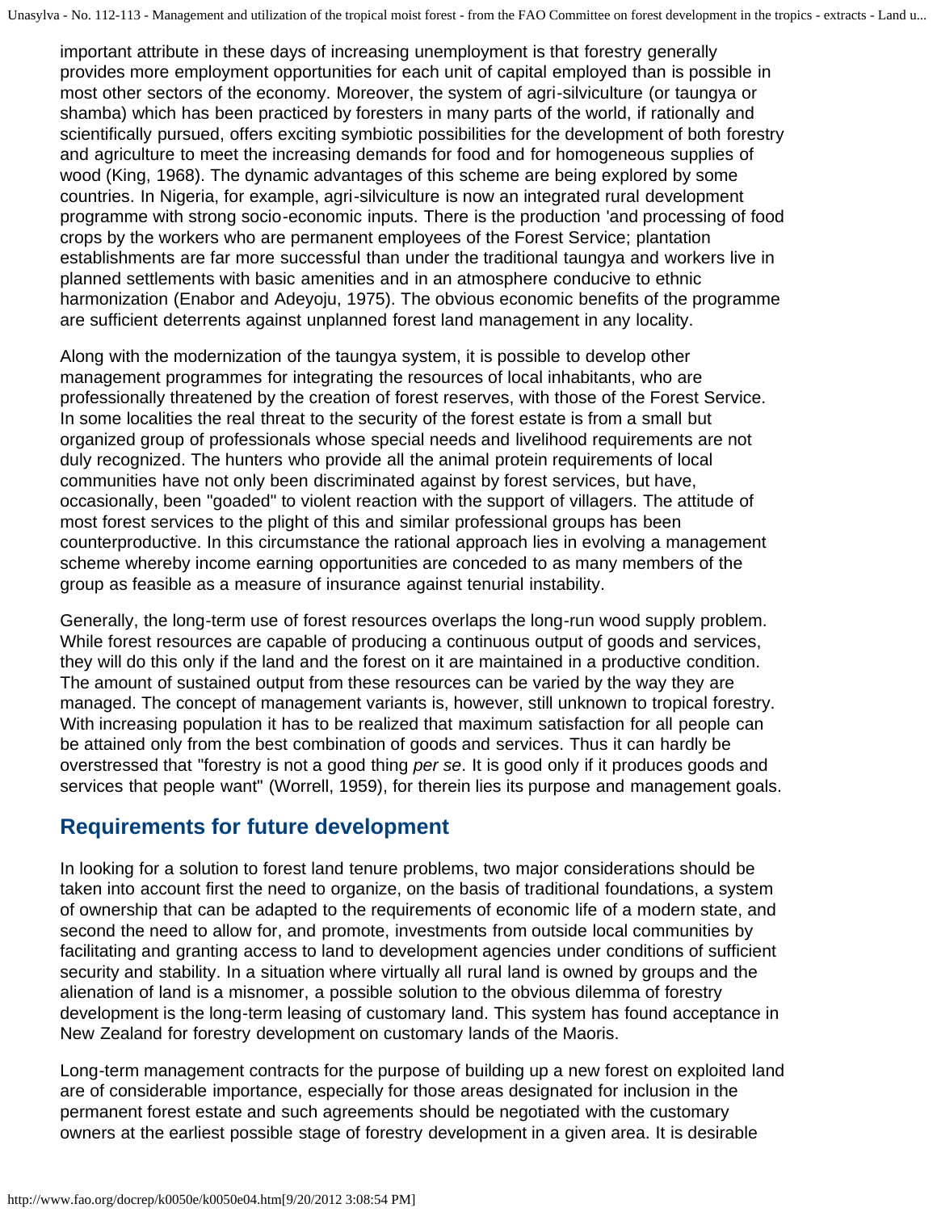important attribute in these days of increasing unemployment is that forestry generally provides more employment opportunities for each unit of capital employed than is possible in most other sectors of the economy. Moreover, the system of agri-silviculture (or taungya or shamba) which has been practiced by foresters in many parts of the world, if rationally and scientifically pursued, offers exciting symbiotic possibilities for the development of both forestry and agriculture to meet the increasing demands for food and for homogeneous supplies of wood (King, 1968). The dynamic advantages of this scheme are being explored by some countries. In Nigeria, for example, agri-silviculture is now an integrated rural development programme with strong socio-economic inputs. There is the production 'and processing of food crops by the workers who are permanent employees of the Forest Service; plantation establishments are far more successful than under the traditional taungya and workers live in planned settlements with basic amenities and in an atmosphere conducive to ethnic harmonization (Enabor and Adeyoju, 1975). The obvious economic benefits of the programme are sufficient deterrents against unplanned forest land management in any locality.

Along with the modernization of the taungya system, it is possible to develop other management programmes for integrating the resources of local inhabitants, who are professionally threatened by the creation of forest reserves, with those of the Forest Service. In some localities the real threat to the security of the forest estate is from a small but organized group of professionals whose special needs and livelihood requirements are not duly recognized. The hunters who provide all the animal protein requirements of local communities have not only been discriminated against by forest services, but have, occasionally, been "goaded" to violent reaction with the support of villagers. The attitude of most forest services to the plight of this and similar professional groups has been counterproductive. In this circumstance the rational approach lies in evolving a management scheme whereby income earning opportunities are conceded to as many members of the group as feasible as a measure of insurance against tenurial instability.

Generally, the long-term use of forest resources overlaps the long-run wood supply problem. While forest resources are capable of producing a continuous output of goods and services, they will do this only if the land and the forest on it are maintained in a productive condition. The amount of sustained output from these resources can be varied by the way they are managed. The concept of management variants is, however, still unknown to tropical forestry. With increasing population it has to be realized that maximum satisfaction for all people can be attained only from the best combination of goods and services. Thus it can hardly be overstressed that "forestry is not a good thing *per se*. It is good only if it produces goods and services that people want" (Worrell, 1959), for therein lies its purpose and management goals.

## Requirements for future development

In looking for a solution to forest land tenure problems, two major considerations should be taken into account first the need to organize, on the basis of traditional foundations, a system of ownership that can be adapted to the requirements of economic life of a modern state, and second the need to allow for, and promote, investments from outside local communities by facilitating and granting access to land to development agencies under conditions of sufficient security and stability. In a situation where virtually all rural land is owned by groups and the alienation of land is a misnomer, a possible solution to the obvious dilemma of forestry development is the long-term leasing of customary land. This system has found acceptance in New Zealand for forestry development on customary lands of the Maoris.

Long-term management contracts for the purpose of building up a new forest on exploited land are of considerable importance, especially for those areas designated for inclusion in the permanent forest estate and such agreements should be negotiated with the customary owners at the earliest possible stage of forestry development in a given area. It is desirable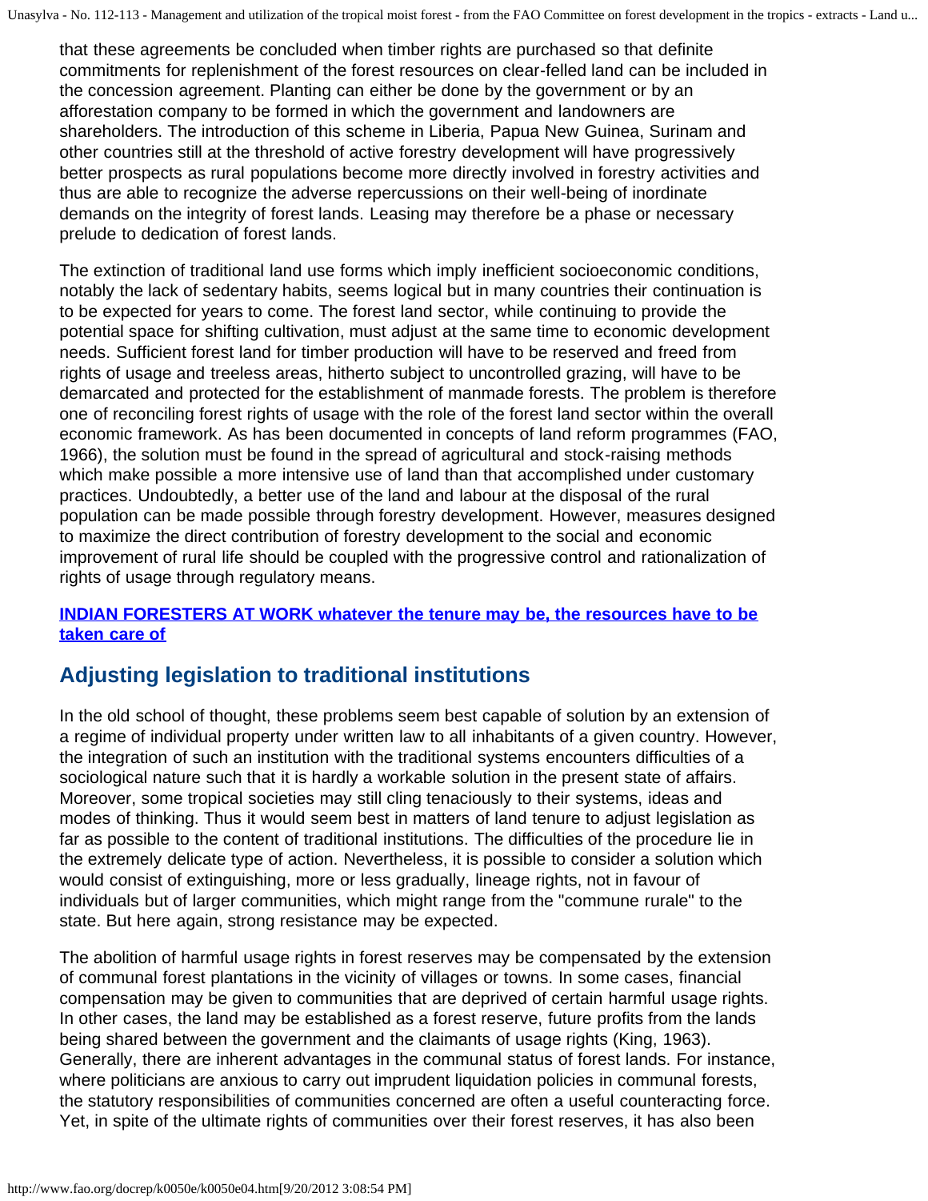that these agreements be concluded when timber rights are purchased so that definite commitments for replenishment of the forest resources on clear-felled land can be included in the concession agreement. Planting can either be done by the government or by an afforestation company to be formed in which the government and landowners are shareholders. The introduction of this scheme in Liberia, Papua New Guinea, Surinam and other countries still at the threshold of active forestry development will have progressively better prospects as rural populations become more directly involved in forestry activities and thus are able to recognize the adverse repercussions on their well-being of inordinate demands on the integrity of forest lands. Leasing may therefore be a phase or necessary prelude to dedication of forest lands.

The extinction of traditional land use forms which imply inefficient socioeconomic conditions, notably the lack of sedentary habits, seems logical but in many countries their continuation is to be expected for years to come. The forest land sector, while continuing to provide the potential space for shifting cultivation, must adjust at the same time to economic development needs. Sufficient forest land for timber production will have to be reserved and freed from rights of usage and treeless areas, hitherto subject to uncontrolled grazing, will have to be demarcated and protected for the establishment of manmade forests. The problem is therefore one of reconciling forest rights of usage with the role of the forest land sector within the overall economic framework. As has been documented in concepts of land reform programmes (FAO, 1966), the solution must be found in the spread of agricultural and stock-raising methods which make possible a more intensive use of land than that accomplished under customary practices. Undoubtedly, a better use of the land and labour at the disposal of the rural population can be made possible through forestry development. However, measures designed to maximize the direct contribution of forestry development to the social and economic improvement of rural life should be coupled with the progressive control and rationalization of rights of usage through regulatory means.

**INDIAN FORESTERS AT WORK whatever the tenure may be, the resources have to be taken care of**

## Adjusting legislation to traditional institutions

In the old school of thought, these problems seem best capable of solution by an extension of a regime of individual property under written law to all inhabitants of a given country. However, the integration of such an institution with the traditional systems encounters difficulties of a sociological nature such that it is hardly a workable solution in the present state of affairs. Moreover, some tropical societies may still cling tenaciously to their systems, ideas and modes of thinking. Thus it would seem best in matters of land tenure to adjust legislation as far as possible to the content of traditional institutions. The difficulties of the procedure lie in the extremely delicate type of action. Nevertheless, it is possible to consider a solution which would consist of extinguishing, more or less gradually, lineage rights, not in favour of individuals but of larger communities, which might range from the "commune rurale" to the state. But here again, strong resistance may be expected.

The abolition of harmful usage rights in forest reserves may be compensated by the extension of communal forest plantations in the vicinity of villages or towns. In some cases, financial compensation may be given to communities that are deprived of certain harmful usage rights. In other cases, the land may be established as a forest reserve, future profits from the lands being shared between the government and the claimants of usage rights (King, 1963). Generally, there are inherent advantages in the communal status of forest lands. For instance, where politicians are anxious to carry out imprudent liquidation policies in communal forests, the statutory responsibilities of communities concerned are often a useful counteracting force. Yet, in spite of the ultimate rights of communities over their forest reserves, it has also been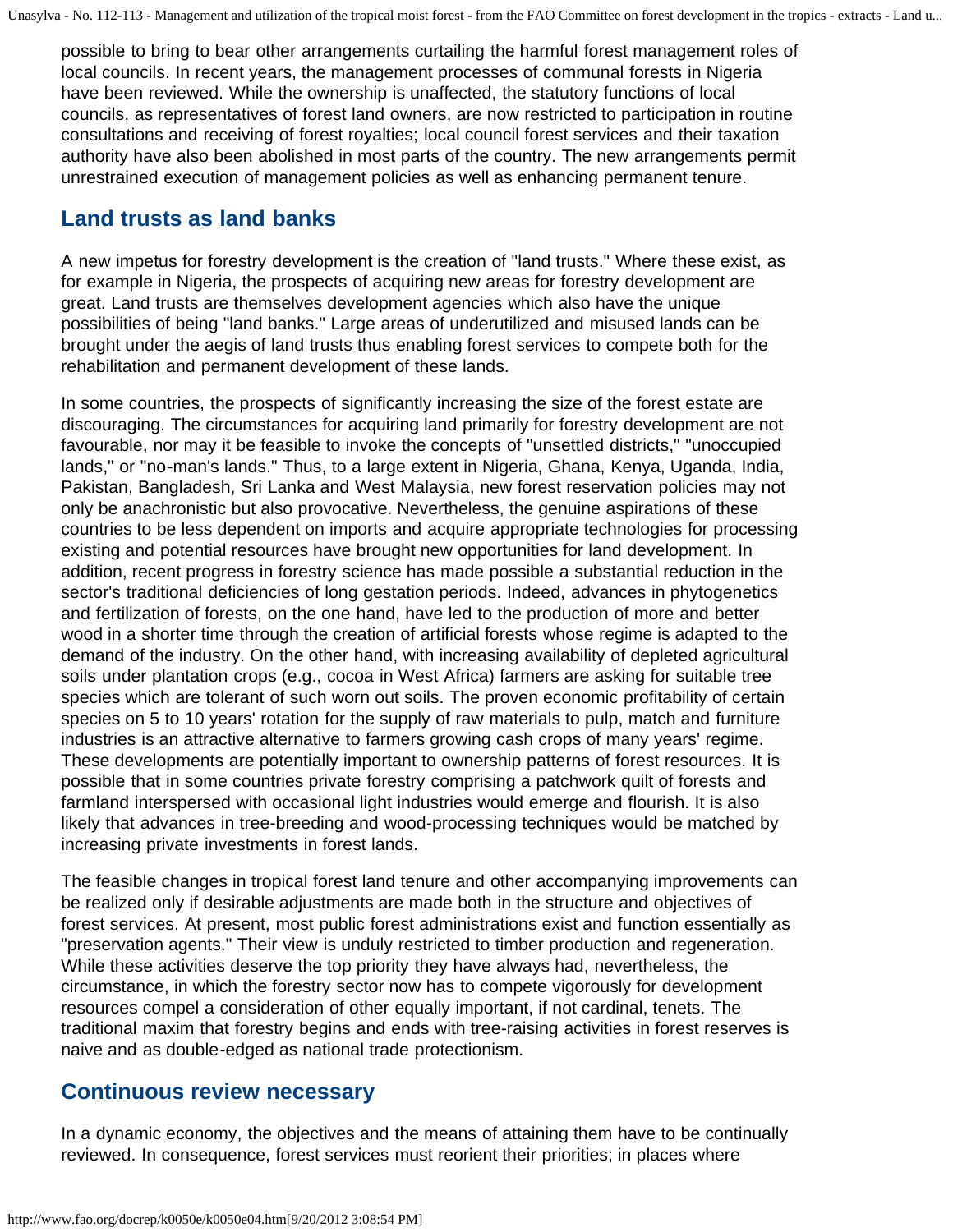possible to bring to bear other arrangements curtailing the harmful forest management roles of local councils. In recent years, the management processes of communal forests in Nigeria have been reviewed. While the ownership is unaffected, the statutory functions of local councils, as representatives of forest land owners, are now restricted to participation in routine consultations and receiving of forest royalties; local council forest services and their taxation authority have also been abolished in most parts of the country. The new arrangements permit unrestrained execution of management policies as well as enhancing permanent tenure.

## Land trusts as land banks

A new impetus for forestry development is the creation of "land trusts." Where these exist, as for example in Nigeria, the prospects of acquiring new areas for forestry development are great. Land trusts are themselves development agencies which also have the unique possibilities of being "land banks." Large areas of underutilized and misused lands can be brought under the aegis of land trusts thus enabling forest services to compete both for the rehabilitation and permanent development of these lands.

In some countries, the prospects of significantly increasing the size of the forest estate are discouraging. The circumstances for acquiring land primarily for forestry development are not favourable, nor may it be feasible to invoke the concepts of "unsettled districts," "unoccupied lands," or "no-man's lands." Thus, to a large extent in Nigeria, Ghana, Kenya, Uganda, India, Pakistan, Bangladesh, Sri Lanka and West Malaysia, new forest reservation policies may not only be anachronistic but also provocative. Nevertheless, the genuine aspirations of these countries to be less dependent on imports and acquire appropriate technologies for processing existing and potential resources have brought new opportunities for land development. In addition, recent progress in forestry science has made possible a substantial reduction in the sector's traditional deficiencies of long gestation periods. Indeed, advances in phytogenetics and fertilization of forests, on the one hand, have led to the production of more and better wood in a shorter time through the creation of artificial forests whose regime is adapted to the demand of the industry. On the other hand, with increasing availability of depleted agricultural soils under plantation crops (e.g., cocoa in West Africa) farmers are asking for suitable tree species which are tolerant of such worn out soils. The proven economic profitability of certain species on 5 to 10 years' rotation for the supply of raw materials to pulp, match and furniture industries is an attractive alternative to farmers growing cash crops of many years' regime. These developments are potentially important to ownership patterns of forest resources. It is possible that in some countries private forestry comprising a patchwork quilt of forests and farmland interspersed with occasional light industries would emerge and flourish. It is also likely that advances in tree-breeding and wood-processing techniques would be matched by increasing private investments in forest lands.

The feasible changes in tropical forest land tenure and other accompanying improvements can be realized only if desirable adjustments are made both in the structure and objectives of forest services. At present, most public forest administrations exist and function essentially as "preservation agents." Their view is unduly restricted to timber production and regeneration. While these activities deserve the top priority they have always had, nevertheless, the circumstance, in which the forestry sector now has to compete vigorously for development resources compel a consideration of other equally important, if not cardinal, tenets. The traditional maxim that forestry begins and ends with tree-raising activities in forest reserves is naive and as double-edged as national trade protectionism.

## Continuous review necessary

In a dynamic economy, the objectives and the means of attaining them have to be continually reviewed. In consequence, forest services must reorient their priorities; in places where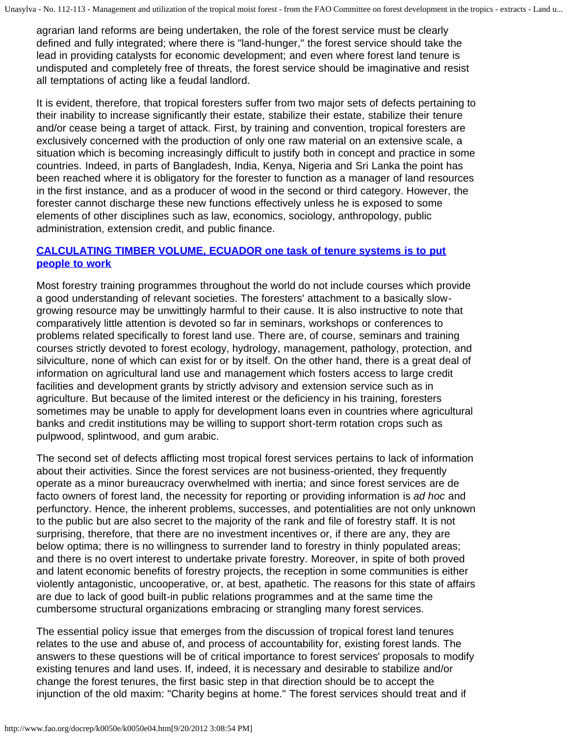agrarian land reforms are being undertaken, the role of the forest service must be clearly defined and fully integrated; where there is "land-hunger," the forest service should take the lead in providing catalysts for economic development; and even where forest land tenure is undisputed and completely free of threats, the forest service should be imaginative and resist all temptations of acting like a feudal landlord.

It is evident, therefore, that tropical foresters suffer from two major sets of defects pertaining to their inability to increase significantly their estate, stabilize their estate, stabilize their tenure and/or cease being a target of attack. First, by training and convention, tropical foresters are exclusively concerned with the production of only one raw material on an extensive scale, a situation which is becoming increasingly difficult to justify both in concept and practice in some countries. Indeed, in parts of Bangladesh, India, Kenya, Nigeria and Sri Lanka the point has been reached where it is obligatory for the forester to function as a manager of land resources in the first instance, and as a producer of wood in the second or third category. However, the forester cannot discharge these new functions effectively unless he is exposed to some elements of other disciplines such as law, economics, sociology, anthropology, public administration, extension credit, and public finance.

**CALCULATING TIMBER VOLUME, ECUADOR one task of tenure systems is to put people to work**

Most forestry training programmes throughout the world do not include courses which provide a good understanding of relevant societies. The foresters' attachment to a basically slow-growing resource may be unwittingly harmful to their cause. It is also instructive to note that comparatively little attention is devoted so far in seminars, workshops or conferences to problems related specifically to forest land use. There are, of course, seminars and training courses strictly devoted to forest ecology, hydrology, management, pathology, protection, and silviculture, none of which can exist for or by itself. On the other hand, there is a great deal of information on agricultural land use and management which fosters access to large credit facilities and development grants by strictly advisory and extension service such as in agriculture. But because of the limited interest or the deficiency in his training, foresters sometimes may be unable to apply for development loans even in countries where agricultural banks and credit institutions may be willing to support short-term rotation crops such as pulpwood, splintwood, and gum arabic.

The second set of defects afflicting most tropical forest services pertains to lack of information about their activities. Since the forest services are not business-oriented, they frequently operate as a minor bureaucracy overwhelmed with inertia; and since forest services are de facto owners of forest land, the necessity for reporting or providing information is *ad hoc* and perfunctory. Hence, the inherent problems, successes, and potentialities are not only unknown to the public but are also secret to the majority of the rank and file of forestry staff. It is not surprising, therefore, that there are no investment incentives or, if there are any, they are below optima; there is no willingness to surrender land to forestry in thinly populated areas; and there is no overt interest to undertake private forestry. Moreover, in spite of both proved and latent economic benefits of forestry projects, the reception in some communities is either violently antagonistic, uncooperative, or, at best, apathetic. The reasons for this state of affairs are due to lack of good built-in public relations programmes and at the same time the cumbersome structural organizations embracing or strangling many forest services.

The essential policy issue that emerges from the discussion of tropical forest land tenures relates to the use and abuse of, and process of accountability for, existing forest lands. The answers to these questions will be of critical importance to forest services' proposals to modify existing tenures and land uses. If, indeed, it is necessary and desirable to stabilize and/or change the forest tenures, the first basic step in that direction should be to accept the injunction of the old maxim: "Charity begins at home." The forest services should treat and if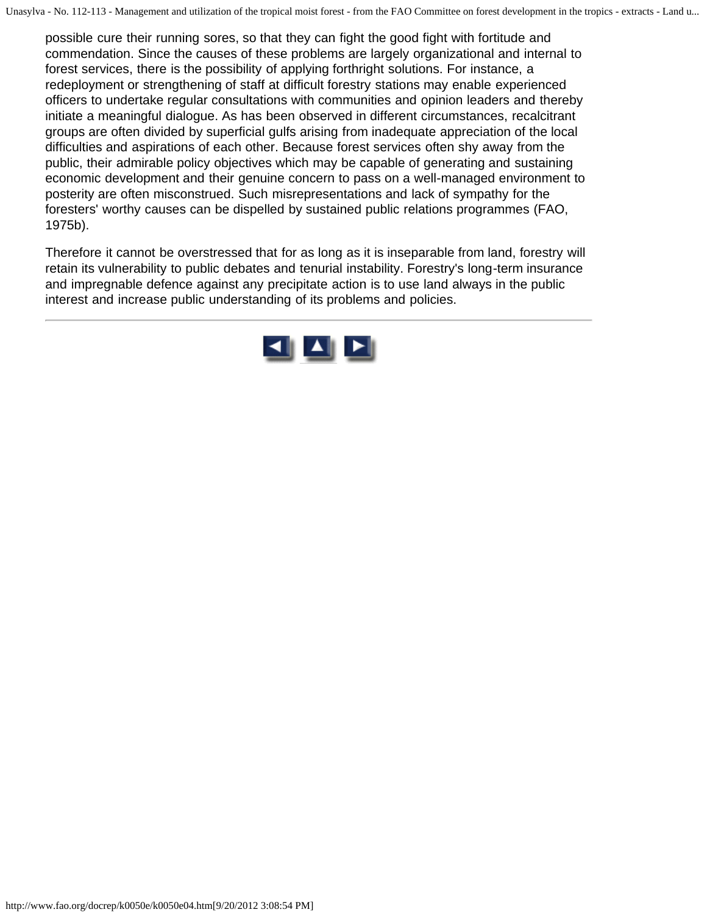possible cure their running sores, so that they can fight the good fight with fortitude and commendation. Since the causes of these problems are largely organizational and internal to forest services, there is the possibility of applying forthright solutions. For instance, a redeployment or strengthening of staff at difficult forestry stations may enable experienced officers to undertake regular consultations with communities and opinion leaders and thereby initiate a meaningful dialogue. As has been observed in different circumstances, recalcitrant groups are often divided by superficial gulfs arising from inadequate appreciation of the local difficulties and aspirations of each other. Because forest services often shy away from the public, their admirable policy objectives which may be capable of generating and sustaining economic development and their genuine concern to pass on a well-managed environment to posterity are often misconstrued. Such misrepresentations and lack of sympathy for the foresters' worthy causes can be dispelled by sustained public relations programmes (FAO, 1975b).

Therefore it cannot be overstressed that for as long as it is inseparable from land, forestry will retain its vulnerability to public debates and tenurial instability. Forestry's long-term insurance and impregnable defence against any precipitate action is to use land always in the public interest and increase public understanding of its problems and policies.